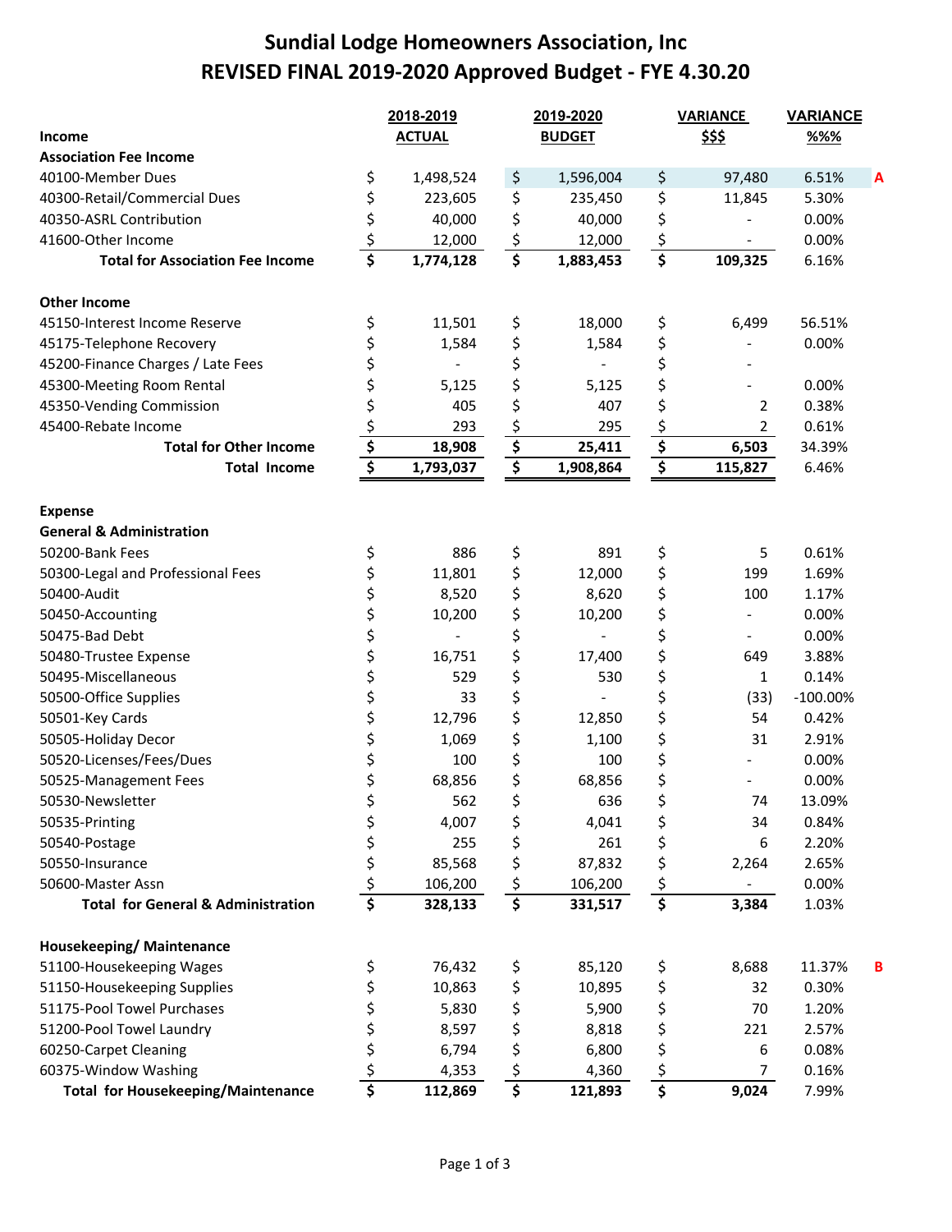# Sundial Lodge Homeowners Association, Inc
# REVISED FINAL 2019-2020 Approved Budget - FYE 4.30.20

| Income | 2018-2019 ACTUAL | 2019-2020 BUDGET | VARIANCE $$$ | VARIANCE %%% | |
|---|---|---|---|---|---|
| **Association Fee Income** | | | | | |
| 40100-Member Dues | $ 1,498,524 | $ 1,596,004 | $ 97,480 | 6.51% | A |
| 40300-Retail/Commercial Dues | $ 223,605 | $ 235,450 | $ 11,845 | 5.30% | |
| 40350-ASRL Contribution | $ 40,000 | $ 40,000 | $ - | 0.00% | |
| 41600-Other Income | $ 12,000 | $ 12,000 | $ - | 0.00% | |
| **Total for Association Fee Income** | **$ 1,774,128** | **$ 1,883,453** | **$ 109,325** | 6.16% | |
| **Other Income** | | | | | |
| 45150-Interest Income Reserve | $ 11,501 | $ 18,000 | $ 6,499 | 56.51% | |
| 45175-Telephone Recovery | $ 1,584 | $ 1,584 | $ - | 0.00% | |
| 45200-Finance Charges / Late Fees | $ - | $ - | $ - | | |
| 45300-Meeting Room Rental | $ 5,125 | $ 5,125 | $ - | 0.00% | |
| 45350-Vending Commission | $ 405 | $ 407 | $ 2 | 0.38% | |
| 45400-Rebate Income | $ 293 | $ 295 | $ 2 | 0.61% | |
| **Total for Other Income** | **$ 18,908** | **$ 25,411** | **$ 6,503** | 34.39% | |
| **Total Income** | **$ 1,793,037** | **$ 1,908,864** | **$ 115,827** | 6.46% | |
| **Expense** | | | | | |
| **General & Administration** | | | | | |
| 50200-Bank Fees | $ 886 | $ 891 | $ 5 | 0.61% | |
| 50300-Legal and Professional Fees | $ 11,801 | $ 12,000 | $ 199 | 1.69% | |
| 50400-Audit | $ 8,520 | $ 8,620 | $ 100 | 1.17% | |
| 50450-Accounting | $ 10,200 | $ 10,200 | $ - | 0.00% | |
| 50475-Bad Debt | $ - | $ - | $ - | 0.00% | |
| 50480-Trustee Expense | $ 16,751 | $ 17,400 | $ 649 | 3.88% | |
| 50495-Miscellaneous | $ 529 | $ 530 | $ 1 | 0.14% | |
| 50500-Office Supplies | $ 33 | $ - | $ (33) | -100.00% | |
| 50501-Key Cards | $ 12,796 | $ 12,850 | $ 54 | 0.42% | |
| 50505-Holiday Decor | $ 1,069 | $ 1,100 | $ 31 | 2.91% | |
| 50520-Licenses/Fees/Dues | $ 100 | $ 100 | $ - | 0.00% | |
| 50525-Management Fees | $ 68,856 | $ 68,856 | $ - | 0.00% | |
| 50530-Newsletter | $ 562 | $ 636 | $ 74 | 13.09% | |
| 50535-Printing | $ 4,007 | $ 4,041 | $ 34 | 0.84% | |
| 50540-Postage | $ 255 | $ 261 | $ 6 | 2.20% | |
| 50550-Insurance | $ 85,568 | $ 87,832 | $ 2,264 | 2.65% | |
| 50600-Master Assn | $ 106,200 | $ 106,200 | $ - | 0.00% | |
| **Total for General & Administration** | **$ 328,133** | **$ 331,517** | **$ 3,384** | 1.03% | |
| **Housekeeping/ Maintenance** | | | | | |
| 51100-Housekeeping Wages | $ 76,432 | $ 85,120 | $ 8,688 | 11.37% | B |
| 51150-Housekeeping Supplies | $ 10,863 | $ 10,895 | $ 32 | 0.30% | |
| 51175-Pool Towel Purchases | $ 5,830 | $ 5,900 | $ 70 | 1.20% | |
| 51200-Pool Towel Laundry | $ 8,597 | $ 8,818 | $ 221 | 2.57% | |
| 60250-Carpet Cleaning | $ 6,794 | $ 6,800 | $ 6 | 0.08% | |
| 60375-Window Washing | $ 4,353 | $ 4,360 | $ 7 | 0.16% | |
| **Total for Housekeeping/Maintenance** | **$ 112,869** | **$ 121,893** | **$ 9,024** | 7.99% | |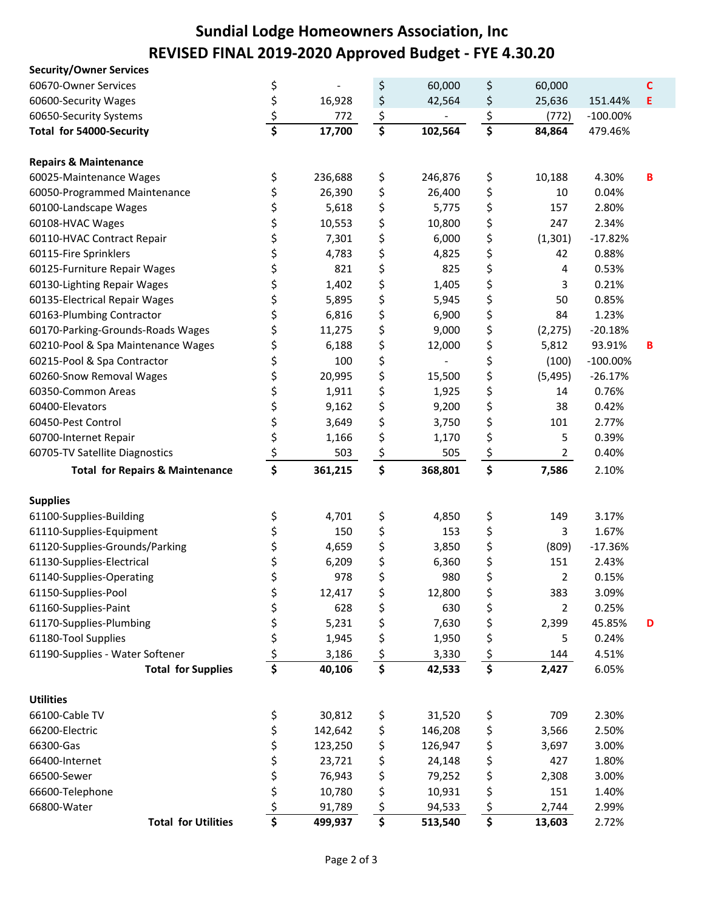# Sundial Lodge Homeowners Association, Inc

## REVISED FINAL 2019-2020 Approved Budget - FYE 4.30.20

| | | | | | |
|---|---|---|---|---|---|
| **Security/Owner Services** | | | | | |
| 60670-Owner Services | $ - | $ 60,000 | $ 60,000 | | C |
| 60600-Security Wages | $ 16,928 | $ 42,564 | $ 25,636 | 151.44% | E |
| 60650-Security Systems | $ 772 | $ - | $ (772) | -100.00% | |
| **Total for 54000-Security** | **$ 17,700** | **$ 102,564** | **$ 84,864** | 479.46% | |
| | | | | | |
| **Repairs & Maintenance** | | | | | |
| 60025-Maintenance Wages | $ 236,688 | $ 246,876 | $ 10,188 | 4.30% | B |
| 60050-Programmed Maintenance | $ 26,390 | $ 26,400 | $ 10 | 0.04% | |
| 60100-Landscape Wages | $ 5,618 | $ 5,775 | $ 157 | 2.80% | |
| 60108-HVAC Wages | $ 10,553 | $ 10,800 | $ 247 | 2.34% | |
| 60110-HVAC Contract Repair | $ 7,301 | $ 6,000 | $ (1,301) | -17.82% | |
| 60115-Fire Sprinklers | $ 4,783 | $ 4,825 | $ 42 | 0.88% | |
| 60125-Furniture Repair Wages | $ 821 | $ 825 | $ 4 | 0.53% | |
| 60130-Lighting Repair Wages | $ 1,402 | $ 1,405 | $ 3 | 0.21% | |
| 60135-Electrical Repair Wages | $ 5,895 | $ 5,945 | $ 50 | 0.85% | |
| 60163-Plumbing Contractor | $ 6,816 | $ 6,900 | $ 84 | 1.23% | |
| 60170-Parking-Grounds-Roads Wages | $ 11,275 | $ 9,000 | $ (2,275) | -20.18% | |
| 60210-Pool & Spa Maintenance Wages | $ 6,188 | $ 12,000 | $ 5,812 | 93.91% | B |
| 60215-Pool & Spa Contractor | $ 100 | $ - | $ (100) | -100.00% | |
| 60260-Snow Removal Wages | $ 20,995 | $ 15,500 | $ (5,495) | -26.17% | |
| 60350-Common Areas | $ 1,911 | $ 1,925 | $ 14 | 0.76% | |
| 60400-Elevators | $ 9,162 | $ 9,200 | $ 38 | 0.42% | |
| 60450-Pest Control | $ 3,649 | $ 3,750 | $ 101 | 2.77% | |
| 60700-Internet Repair | $ 1,166 | $ 1,170 | $ 5 | 0.39% | |
| 60705-TV Satellite Diagnostics | $ 503 | $ 505 | $ 2 | 0.40% | |
| **Total for Repairs & Maintenance** | **$ 361,215** | **$ 368,801** | **$ 7,586** | 2.10% | |
| | | | | | |
| **Supplies** | | | | | |
| 61100-Supplies-Building | $ 4,701 | $ 4,850 | $ 149 | 3.17% | |
| 61110-Supplies-Equipment | $ 150 | $ 153 | $ 3 | 1.67% | |
| 61120-Supplies-Grounds/Parking | $ 4,659 | $ 3,850 | $ (809) | -17.36% | |
| 61130-Supplies-Electrical | $ 6,209 | $ 6,360 | $ 151 | 2.43% | |
| 61140-Supplies-Operating | $ 978 | $ 980 | $ 2 | 0.15% | |
| 61150-Supplies-Pool | $ 12,417 | $ 12,800 | $ 383 | 3.09% | |
| 61160-Supplies-Paint | $ 628 | $ 630 | $ 2 | 0.25% | |
| 61170-Supplies-Plumbing | $ 5,231 | $ 7,630 | $ 2,399 | 45.85% | D |
| 61180-Tool Supplies | $ 1,945 | $ 1,950 | $ 5 | 0.24% | |
| 61190-Supplies - Water Softener | $ 3,186 | $ 3,330 | $ 144 | 4.51% | |
| **Total for Supplies** | **$ 40,106** | **$ 42,533** | **$ 2,427** | 6.05% | |
| | | | | | |
| **Utilities** | | | | | |
| 66100-Cable TV | $ 30,812 | $ 31,520 | $ 709 | 2.30% | |
| 66200-Electric | $ 142,642 | $ 146,208 | $ 3,566 | 2.50% | |
| 66300-Gas | $ 123,250 | $ 126,947 | $ 3,697 | 3.00% | |
| 66400-Internet | $ 23,721 | $ 24,148 | $ 427 | 1.80% | |
| 66500-Sewer | $ 76,943 | $ 79,252 | $ 2,308 | 3.00% | |
| 66600-Telephone | $ 10,780 | $ 10,931 | $ 151 | 1.40% | |
| 66800-Water | $ 91,789 | $ 94,533 | $ 2,744 | 2.99% | |
| **Total for Utilities** | **$ 499,937** | **$ 513,540** | **$ 13,603** | 2.72% | |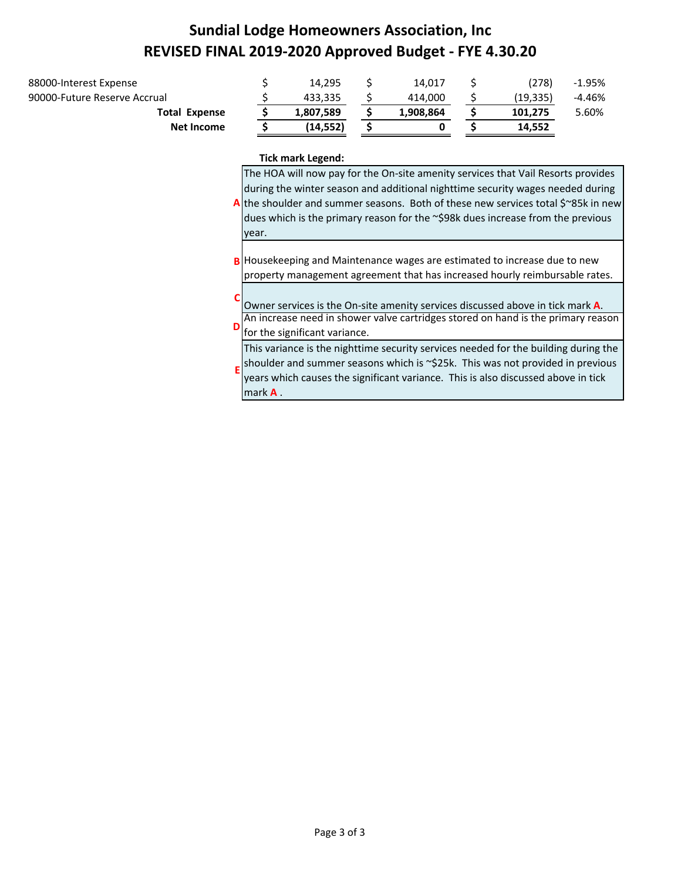# Sundial Lodge Homeowners Association, Inc
# REVISED FINAL 2019-2020 Approved Budget - FYE 4.30.20

| | | | | | | | |
|---|---|---|---|---|---|---|---|
| 88000-Interest Expense | $ | 14,295 | $ | 14,017 | $ | (278) | -1.95% |
| 90000-Future Reserve Accrual | $ | 433,335 | $ | 414,000 | $ | (19,335) | -4.46% |
| **Total Expense** | **$** | **1,807,589** | **$** | **1,908,864** | **$** | **101,275** | 5.60% |
| **Net Income** | **$** | **(14,552)** | **$** | **0** | **$** | **14,552** | |

**Tick mark Legend:**

| | |
|---|---|
| A | The HOA will now pay for the On-site amenity services that Vail Resorts provides during the winter season and additional nighttime security wages needed during the shoulder and summer seasons. Both of these new services total $~85k in new dues which is the primary reason for the ~$98k dues increase from the previous year. |
| B | Housekeeping and Maintenance wages are estimated to increase due to new property management agreement that has increased hourly reimbursable rates. |
| C | Owner services is the On-site amenity services discussed above in tick mark **A**. |
| D | An increase need in shower valve cartridges stored on hand is the primary reason for the significant variance. |
| E | This variance is the nighttime security services needed for the building during the shoulder and summer seasons which is ~$25k. This was not provided in previous years which causes the significant variance. This is also discussed above in tick mark **A** . |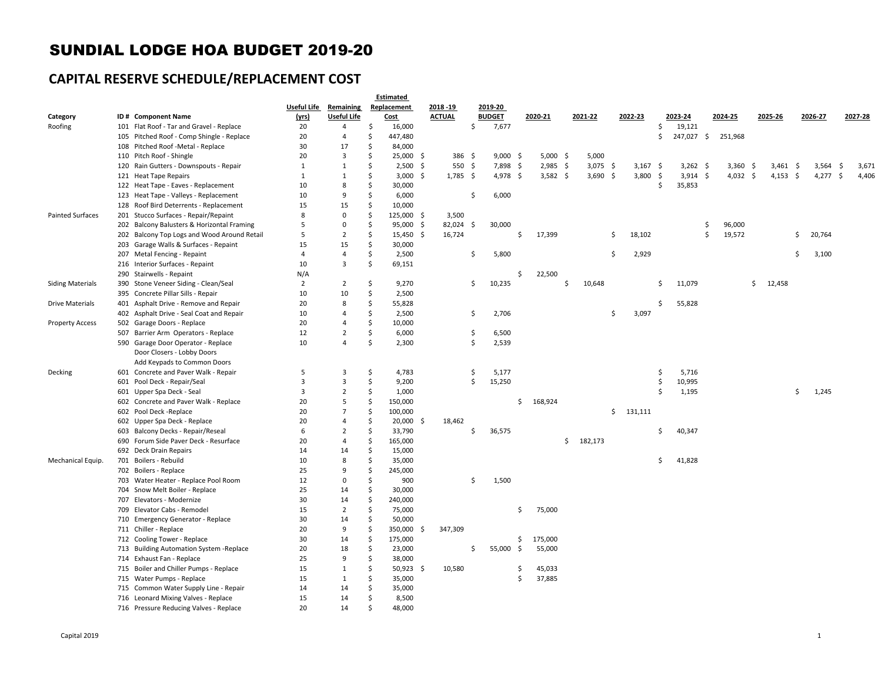# SUNDIAL LODGE HOA BUDGET 2019-20

## CAPITAL RESERVE SCHEDULE/REPLACEMENT COST

| Category | ID # | Component Name | Useful Life (yrs) | Remaining Useful Life | Estimated Replacement Cost | 2018 -19 ACTUAL | 2019-20 BUDGET | 2020-21 | 2021-22 | 2022-23 | 2023-24 | 2024-25 | 2025-26 | 2026-27 | 2027-28 |
|---|---|---|---|---|---|---|---|---|---|---|---|---|---|---|---|
| Roofing | 101 | Flat Roof - Tar and Gravel - Replace | 20 | 4 | $ 16,000 | | $ 7,677 | | | | $ 19,121 | | | | |
| | 105 | Pitched Roof - Comp Shingle - Replace | 20 | 4 | $ 447,480 | | | | | | $ 247,027 | $ 251,968 | | | |
| | 108 | Pitched Roof -Metal - Replace | 30 | 17 | $ 84,000 | | | | | | | | | | |
| | 110 | Pitch Roof - Shingle | 20 | 3 | $ 25,000 | $ 386 | $ 9,000 | $ 5,000 | $ 5,000 | | | | | | |
| | 120 | Rain Gutters - Downspouts - Repair | 1 | 1 | $ 2,500 | $ 550 | $ 7,898 | $ 2,985 | $ 3,075 | $ 3,167 | $ 3,262 | $ 3,360 | $ 3,461 | $ 3,564 | $ 3,671 |
| | 121 | Heat Tape Repairs | 1 | 1 | $ 3,000 | $ 1,785 | $ 4,978 | $ 3,582 | $ 3,690 | $ 3,800 | $ 3,914 | $ 4,032 | $ 4,153 | $ 4,277 | $ 4,406 |
| | 122 | Heat Tape - Eaves - Replacement | 10 | 8 | $ 30,000 | | | | | | $ 35,853 | | | | |
| | 123 | Heat Tape - Valleys - Replacement | 10 | 9 | $ 6,000 | | $ 6,000 | | | | | | | | |
| | 128 | Roof Bird Deterrents - Replacement | 15 | 15 | $ 10,000 | | | | | | | | | | |
| Painted Surfaces | 201 | Stucco Surfaces - Repair/Repaint | 8 | 0 | $ 125,000 | $ 3,500 | | | | | | | | | |
| | 202 | Balcony Balusters & Horizontal Framing | 5 | 0 | $ 95,000 | $ 82,024 | $ 30,000 | | | | | $ 96,000 | | | |
| | 202 | Balcony Top Logs and Wood Around Retail | 5 | 2 | $ 15,450 | $ 16,724 | | $ 17,399 | | $ 18,102 | | $ 19,572 | | $ 20,764 | |
| | 203 | Garage Walls & Surfaces - Repaint | 15 | 15 | $ 30,000 | | | | | | | | | | |
| | 207 | Metal Fencing - Repaint | 4 | 4 | $ 2,500 | | $ 5,800 | | | $ 2,929 | | | | $ 3,100 | |
| | 216 | Interior Surfaces - Repaint | 10 | 3 | $ 69,151 | | | | | | | | | | |
| | 290 | Stairwells - Repaint | N/A | | | | | $ 22,500 | | | | | | | |
| Siding Materials | 390 | Stone Veneer Siding - Clean/Seal | 2 | 2 | $ 9,270 | | $ 10,235 | | $ 10,648 | | $ 11,079 | | $ 12,458 | | |
| | 395 | Concrete Pillar Sills - Repair | 10 | 10 | $ 2,500 | | | | | | | | | | |
| Drive Materials | 401 | Asphalt Drive - Remove and Repair | 20 | 8 | $ 55,828 | | | | | | $ 55,828 | | | | |
| | 402 | Asphalt Drive - Seal Coat and Repair | 10 | 4 | $ 2,500 | | $ 2,706 | | | $ 3,097 | | | | | |
| Property Access | 502 | Garage Doors - Replace | 20 | 4 | $ 10,000 | | | | | | | | | | |
| | 507 | Barrier Arm Operators - Replace | 12 | 2 | $ 6,000 | | $ 6,500 | | | | | | | | |
| | 590 | Garage Door Operator - Replace | 10 | 4 | $ 2,300 | | $ 2,539 | | | | | | | | |
| | | Door Closers - Lobby Doors | | | | | | | | | | | | | |
| | | Add Keypads to Common Doors | | | | | | | | | | | | | |
| Decking | 601 | Concrete and Paver Walk - Repair | 5 | 3 | $ 4,783 | | $ 5,177 | | | | $ 5,716 | | | | |
| | 601 | Pool Deck - Repair/Seal | 3 | 3 | $ 9,200 | | $ 15,250 | | | | $ 10,995 | | | | |
| | 601 | Upper Spa Deck - Seal | 3 | 2 | $ 1,000 | | | | | | $ 1,195 | | | $ 1,245 | |
| | 602 | Concrete and Paver Walk - Replace | 20 | 5 | $ 150,000 | | | $ 168,924 | | | | | | | |
| | 602 | Pool Deck -Replace | 20 | 7 | $ 100,000 | | | | | $ 131,111 | | | | | |
| | 602 | Upper Spa Deck - Replace | 20 | 4 | $ 20,000 | $ 18,462 | | | | | | | | | |
| | 603 | Balcony Decks - Repair/Reseal | 6 | 2 | $ 33,790 | | $ 36,575 | | | | $ 40,347 | | | | |
| | 690 | Forum Side Paver Deck - Resurface | 20 | 4 | $ 165,000 | | | | $ 182,173 | | | | | | |
| | 692 | Deck Drain Repairs | 14 | 14 | $ 15,000 | | | | | | | | | | |
| Mechanical Equip. | 701 | Boilers - Rebuild | 10 | 8 | $ 35,000 | | | | | | $ 41,828 | | | | |
| | 702 | Boilers - Replace | 25 | 9 | $ 245,000 | | | | | | | | | | |
| | 703 | Water Heater - Replace Pool Room | 12 | 0 | $ 900 | | $ 1,500 | | | | | | | | |
| | 704 | Snow Melt Boiler - Replace | 25 | 14 | $ 30,000 | | | | | | | | | | |
| | 707 | Elevators - Modernize | 30 | 14 | $ 240,000 | | | | | | | | | | |
| | 709 | Elevator Cabs - Remodel | 15 | 2 | $ 75,000 | | | $ 75,000 | | | | | | | |
| | 710 | Emergency Generator - Replace | 30 | 14 | $ 50,000 | | | | | | | | | | |
| | 711 | Chiller - Replace | 20 | 9 | $ 350,000 | $ 347,309 | | | | | | | | | |
| | 712 | Cooling Tower - Replace | 30 | 14 | $ 175,000 | | | $ 175,000 | | | | | | | |
| | 713 | Building Automation System -Replace | 20 | 18 | $ 23,000 | | $ 55,000 | $ 55,000 | | | | | | | |
| | 714 | Exhaust Fan - Replace | 25 | 9 | $ 38,000 | | | | | | | | | | |
| | 715 | Boiler and Chiller Pumps - Replace | 15 | 1 | $ 50,923 | $ 10,580 | | $ 45,033 | | | | | | | |
| | 715 | Water Pumps - Replace | 15 | 1 | $ 35,000 | | | $ 37,885 | | | | | | | |
| | 715 | Common Water Supply Line - Repair | 14 | 14 | $ 35,000 | | | | | | | | | | |
| | 716 | Leonard Mixing Valves - Replace | 15 | 14 | $ 8,500 | | | | | | | | | | |
| | 716 | Pressure Reducing Valves - Replace | 20 | 14 | $ 48,000 | | | | | | | | | | |

Capital 2019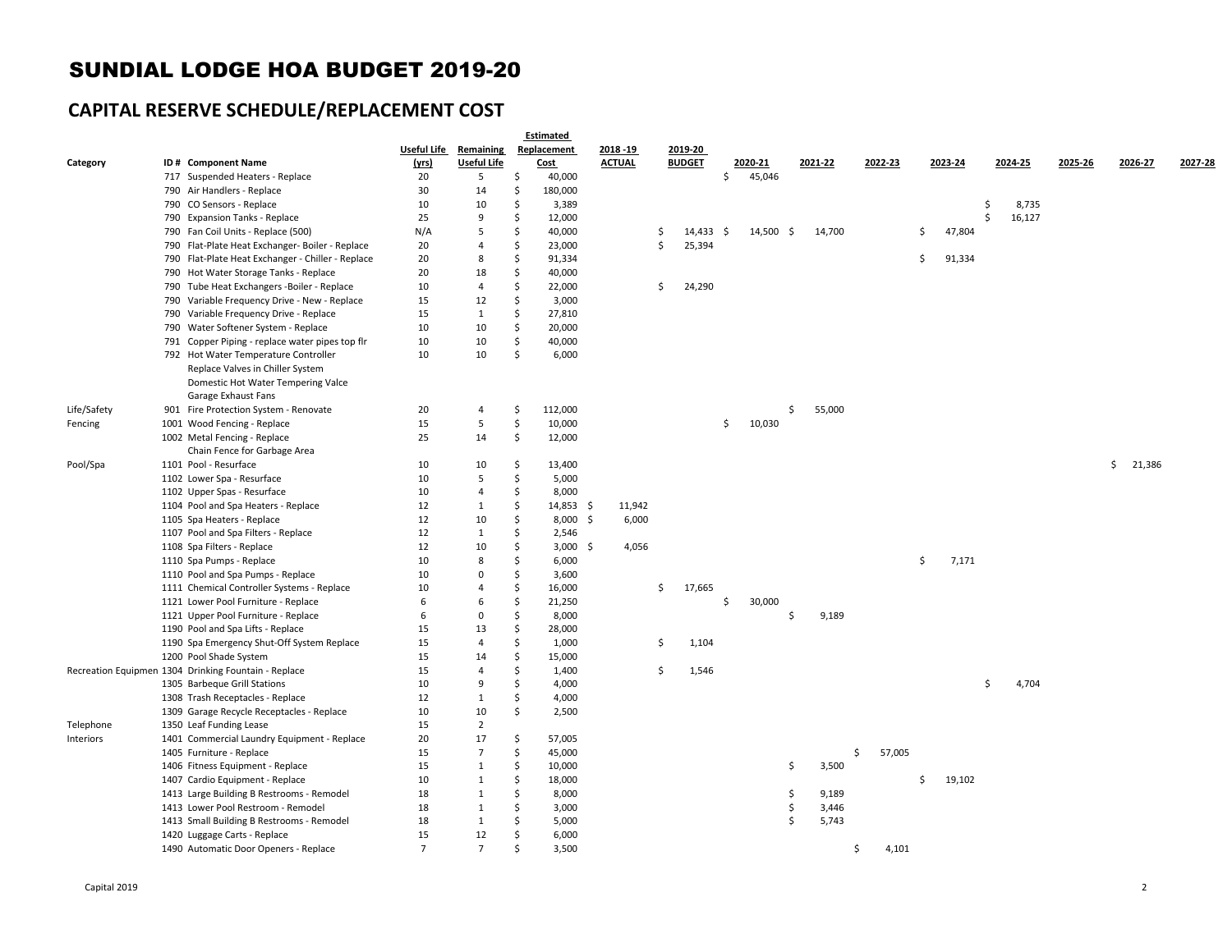# SUNDIAL LODGE HOA BUDGET 2019-20

## CAPITAL RESERVE SCHEDULE/REPLACEMENT COST

| Category | ID # | Component Name | Useful Life (yrs) | Remaining Useful Life | Estimated Replacement Cost | 2018 -19 ACTUAL | 2019-20 BUDGET | 2020-21 | 2021-22 | 2022-23 | 2023-24 | 2024-25 | 2025-26 | 2026-27 | 2027-28 |
|---|---|---|---|---|---|---|---|---|---|---|---|---|---|---|---|
| | 717 | Suspended Heaters - Replace | 20 | 5 | $ 40,000 | | | $ 45,046 | | | | | | | |
| | 790 | Air Handlers - Replace | 30 | 14 | $ 180,000 | | | | | | | | | | |
| | 790 | CO Sensors - Replace | 10 | 10 | $ 3,389 | | | | | | | $ 8,735 | | | |
| | 790 | Expansion Tanks - Replace | 25 | 9 | $ 12,000 | | | | | | | $ 16,127 | | | |
| | 790 | Fan Coil Units - Replace (500) | N/A | 5 | $ 40,000 | | $ 14,433 | $ 14,500 | $ 14,700 | | $ 47,804 | | | | |
| | 790 | Flat-Plate Heat Exchanger- Boiler - Replace | 20 | 4 | $ 23,000 | | $ 25,394 | | | | | | | | |
| | 790 | Flat-Plate Heat Exchanger - Chiller - Replace | 20 | 8 | $ 91,334 | | | | | | $ 91,334 | | | | |
| | 790 | Hot Water Storage Tanks - Replace | 20 | 18 | $ 40,000 | | | | | | | | | | |
| | 790 | Tube Heat Exchangers -Boiler - Replace | 10 | 4 | $ 22,000 | | $ 24,290 | | | | | | | | |
| | 790 | Variable Frequency Drive - New - Replace | 15 | 12 | $ 3,000 | | | | | | | | | | |
| | 790 | Variable Frequency Drive - Replace | 15 | 1 | $ 27,810 | | | | | | | | | | |
| | 790 | Water Softener System - Replace | 10 | 10 | $ 20,000 | | | | | | | | | | |
| | 791 | Copper Piping - replace water pipes top flr | 10 | 10 | $ 40,000 | | | | | | | | | | |
| | 792 | Hot Water Temperature Controller | 10 | 10 | $ 6,000 | | | | | | | | | | |
| | | Replace Valves in Chiller System | | | | | | | | | | | | | |
| | | Domestic Hot Water Tempering Valce | | | | | | | | | | | | | |
| | | Garage Exhaust Fans | | | | | | | | | | | | | |
| Life/Safety | 901 | Fire Protection System - Renovate | 20 | 4 | $ 112,000 | | | | $ 55,000 | | | | | | |
| Fencing | 1001 | Wood Fencing - Replace | 15 | 5 | $ 10,000 | | | $ 10,030 | | | | | | | |
| | 1002 | Metal Fencing - Replace | 25 | 14 | $ 12,000 | | | | | | | | | | |
| | | Chain Fence for Garbage Area | | | | | | | | | | | | | |
| Pool/Spa | 1101 | Pool - Resurface | 10 | 10 | $ 13,400 | | | | | | | | | $ 21,386 | |
| | 1102 | Lower Spa - Resurface | 10 | 5 | $ 5,000 | | | | | | | | | | |
| | 1102 | Upper Spas - Resurface | 10 | 4 | $ 8,000 | | | | | | | | | | |
| | 1104 | Pool and Spa Heaters - Replace | 12 | 1 | $ 14,853 | $ 11,942 | | | | | | | | | |
| | 1105 | Spa Heaters - Replace | 12 | 10 | $ 8,000 | $ 6,000 | | | | | | | | | |
| | 1107 | Pool and Spa Filters - Replace | 12 | 1 | $ 2,546 | | | | | | | | | | |
| | 1108 | Spa Filters - Replace | 12 | 10 | $ 3,000 | $ 4,056 | | | | | | | | | |
| | 1110 | Spa Pumps - Replace | 10 | 8 | $ 6,000 | | | | | | $ 7,171 | | | | |
| | 1110 | Pool and Spa Pumps - Replace | 10 | 0 | $ 3,600 | | | | | | | | | | |
| | 1111 | Chemical Controller Systems - Replace | 10 | 4 | $ 16,000 | | $ 17,665 | | | | | | | | |
| | 1121 | Lower Pool Furniture - Replace | 6 | 6 | $ 21,250 | | | $ 30,000 | | | | | | | |
| | 1121 | Upper Pool Furniture - Replace | 6 | 0 | $ 8,000 | | | | $ 9,189 | | | | | | |
| | 1190 | Pool and Spa Lifts - Replace | 15 | 13 | $ 28,000 | | | | | | | | | | |
| | 1190 | Spa Emergency Shut-Off System Replace | 15 | 4 | $ 1,000 | | $ 1,104 | | | | | | | | |
| | 1200 | Pool Shade System | 15 | 14 | $ 15,000 | | | | | | | | | | |
| Recreation Equipmen | 1304 | Drinking Fountain - Replace | 15 | 4 | $ 1,400 | | $ 1,546 | | | | | | | | |
| | 1305 | Barbeque Grill Stations | 10 | 9 | $ 4,000 | | | | | | | $ 4,704 | | | |
| | 1308 | Trash Receptacles - Replace | 12 | 1 | $ 4,000 | | | | | | | | | | |
| | 1309 | Garage Recycle Receptacles - Replace | 10 | 10 | $ 2,500 | | | | | | | | | | |
| Telephone | 1350 | Leaf Funding Lease | 15 | 2 | | | | | | | | | | | |
| Interiors | 1401 | Commercial Laundry Equipment - Replace | 20 | 17 | $ 57,005 | | | | | | | | | | |
| | 1405 | Furniture - Replace | 15 | 7 | $ 45,000 | | | | | $ 57,005 | | | | | |
| | 1406 | Fitness Equipment - Replace | 15 | 1 | $ 10,000 | | | | $ 3,500 | | | | | | |
| | 1407 | Cardio Equipment - Replace | 10 | 1 | $ 18,000 | | | | | | $ 19,102 | | | | |
| | 1413 | Large Building B Restrooms - Remodel | 18 | 1 | $ 8,000 | | | | $ 9,189 | | | | | | |
| | 1413 | Lower Pool Restroom - Remodel | 18 | 1 | $ 3,000 | | | | $ 3,446 | | | | | | |
| | 1413 | Small Building B Restrooms - Remodel | 18 | 1 | $ 5,000 | | | | $ 5,743 | | | | | | |
| | 1420 | Luggage Carts - Replace | 15 | 12 | $ 6,000 | | | | | | | | | | |
| | 1490 | Automatic Door Openers - Replace | 7 | 7 | $ 3,500 | | | | | $ 4,101 | | | | | |

Capital 2019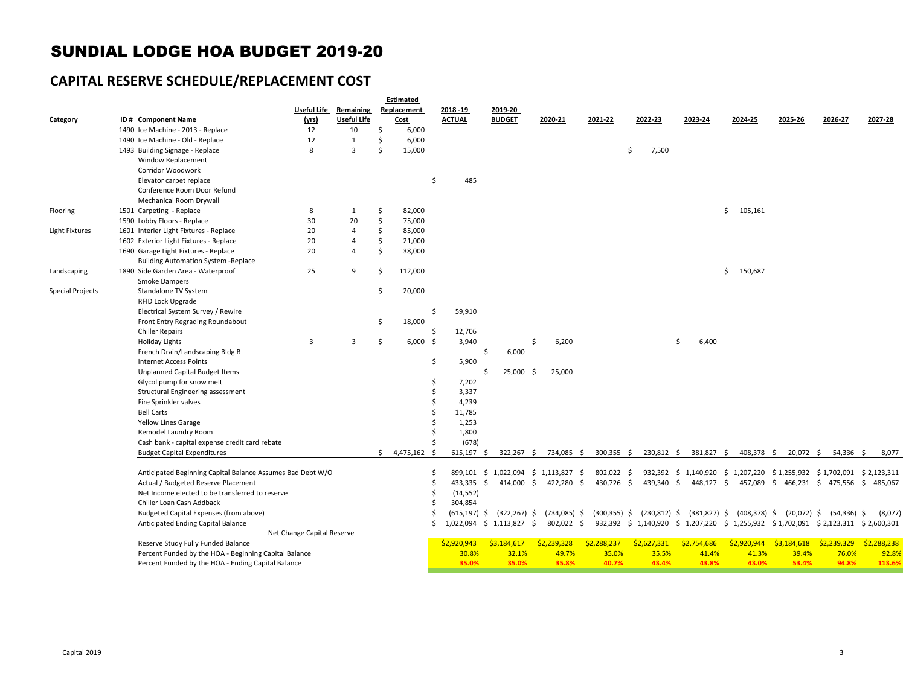# SUNDIAL LODGE HOA BUDGET 2019-20

## CAPITAL RESERVE SCHEDULE/REPLACEMENT COST

| Category | ID # | Component Name | Useful Life (yrs) | Remaining Useful Life | Estimated Replacement Cost | 2018 -19 ACTUAL | 2019-20 BUDGET | 2020-21 | 2021-22 | 2022-23 | 2023-24 | 2024-25 | 2025-26 | 2026-27 | 2027-28 |
|---|---|---|---|---|---|---|---|---|---|---|---|---|---|---|---|
| | 1490 | Ice Machine - 2013 - Replace | 12 | 10 | $ 6,000 | | | | | | | | | | |
| | 1490 | Ice Machine - Old - Replace | 12 | 1 | $ 6,000 | | | | | | | | | | |
| | 1493 | Building Signage - Replace | 8 | 3 | $ 15,000 | | | | | $ 7,500 | | | | | |
| | | Window Replacement | | | | | | | | | | | | | |
| | | Corridor Woodwork | | | | | | | | | | | | | |
| | | Elevator carpet replace | | | | $ 485 | | | | | | | | | |
| | | Conference Room Door Refund | | | | | | | | | | | | | |
| | | Mechanical Room Drywall | | | | | | | | | | | | | |
| Flooring | 1501 | Carpeting - Replace | 8 | 1 | $ 82,000 | | | | | | | $ 105,161 | | | |
| | 1590 | Lobby Floors - Replace | 30 | 20 | $ 75,000 | | | | | | | | | | |
| Light Fixtures | 1601 | Interier Light Fixtures - Replace | 20 | 4 | $ 85,000 | | | | | | | | | | |
| | 1602 | Exterior Light Fixtures - Replace | 20 | 4 | $ 21,000 | | | | | | | | | | |
| | 1690 | Garage Light Fixtures - Replace | 20 | 4 | $ 38,000 | | | | | | | | | | |
| | | Building Automation System -Replace | | | | | | | | | | | | | |
| Landscaping | 1890 | Side Garden Area - Waterproof | 25 | 9 | $ 112,000 | | | | | | | $ 150,687 | | | |
| | | Smoke Dampers | | | | | | | | | | | | | |
| Special Projects | | Standalone TV System | | | $ 20,000 | | | | | | | | | | |
| | | RFID Lock Upgrade | | | | | | | | | | | | | |
| | | Electrical System Survey / Rewire | | | | $ 59,910 | | | | | | | | | |
| | | Front Entry Regrading Roundabout | | | $ 18,000 | | | | | | | | | | |
| | | Chiller Repairs | | | | $ 12,706 | | | | | | | | | |
| | | Holiday Lights | 3 | 3 | $ 6,000 | $ 3,940 | | $ 6,200 | | | $ 6,400 | | | | |
| | | French Drain/Landscaping Bldg B | | | | | $ 6,000 | | | | | | | | |
| | | Internet Access Points | | | | $ 5,900 | | | | | | | | | |
| | | Unplanned Capital Budget Items | | | | | $ 25,000 | $ 25,000 | | | | | | | |
| | | Glycol pump for snow melt | | | | $ 7,202 | | | | | | | | | |
| | | Structural Engineering assessment | | | | $ 3,337 | | | | | | | | | |
| | | Fire Sprinkler valves | | | | $ 4,239 | | | | | | | | | |
| | | Bell Carts | | | | $ 11,785 | | | | | | | | | |
| | | Yellow Lines Garage | | | | $ 1,253 | | | | | | | | | |
| | | Remodel Laundry Room | | | | $ 1,800 | | | | | | | | | |
| | | Cash bank - capital expense credit card rebate | | | | $ (678) | | | | | | | | | |
| | | Budget Capital Expenditures | | | $ 4,475,162 | $ 615,197 | $ 322,267 | $ 734,085 | $ 300,355 | $ 230,812 | $ 381,827 | $ 408,378 | $ 20,072 | $ 54,336 | $ 8,077 |
| | | | | | | | | | | | | | | | |
| | | Anticipated Beginning Capital Balance Assumes Bad Debt W/O | | | | $ 899,101 | $ 1,022,094 | $ 1,113,827 | $ 802,022 | $ 932,392 | $ 1,140,920 | $ 1,207,220 | $ 1,255,932 | $ 1,702,091 | $ 2,123,311 |
| | | Actual / Budgeted Reserve Placement | | | | $ 433,335 | $ 414,000 | $ 422,280 | $ 430,726 | $ 439,340 | $ 448,127 | $ 457,089 | $ 466,231 | $ 475,556 | $ 485,067 |
| | | Net Income elected to be transferred to reserve | | | | $ (14,552) | | | | | | | | | |
| | | Chiller Loan Cash Addback | | | | $ 304,854 | | | | | | | | | |
| | | Budgeted Capital Expenses (from above) | | | | $ (615,197) | $ (322,267) | $ (734,085) | $ (300,355) | $ (230,812) | $ (381,827) | $ (408,378) | $ (20,072) | $ (54,336) | $ (8,077) |
| | | Anticipated Ending Capital Balance | | | | $ 1,022,094 | $ 1,113,827 | $ 802,022 | $ 932,392 | $ 1,140,920 | $ 1,207,220 | $ 1,255,932 | $ 1,702,091 | $ 2,123,311 | $ 2,600,301 |
| | | Net Change Capital Reserve | | | | | | | | | | | | | |
| | | Reserve Study Fully Funded Balance | | | | $2,920,943 | $3,184,617 | $2,239,328 | $2,288,237 | $2,627,331 | $2,754,686 | $2,920,944 | $3,184,618 | $2,239,329 | $2,288,238 |
| | | Percent Funded by the HOA - Beginning Capital Balance | | | | 30.8% | 32.1% | 49.7% | 35.0% | 35.5% | 41.4% | 41.3% | 39.4% | 76.0% | 92.8% |
| | | Percent Funded by the HOA - Ending Capital Balance | | | | 35.0% | 35.0% | 35.8% | 40.7% | 43.4% | 43.8% | 43.0% | 53.4% | 94.8% | 113.6% |

Capital 2019